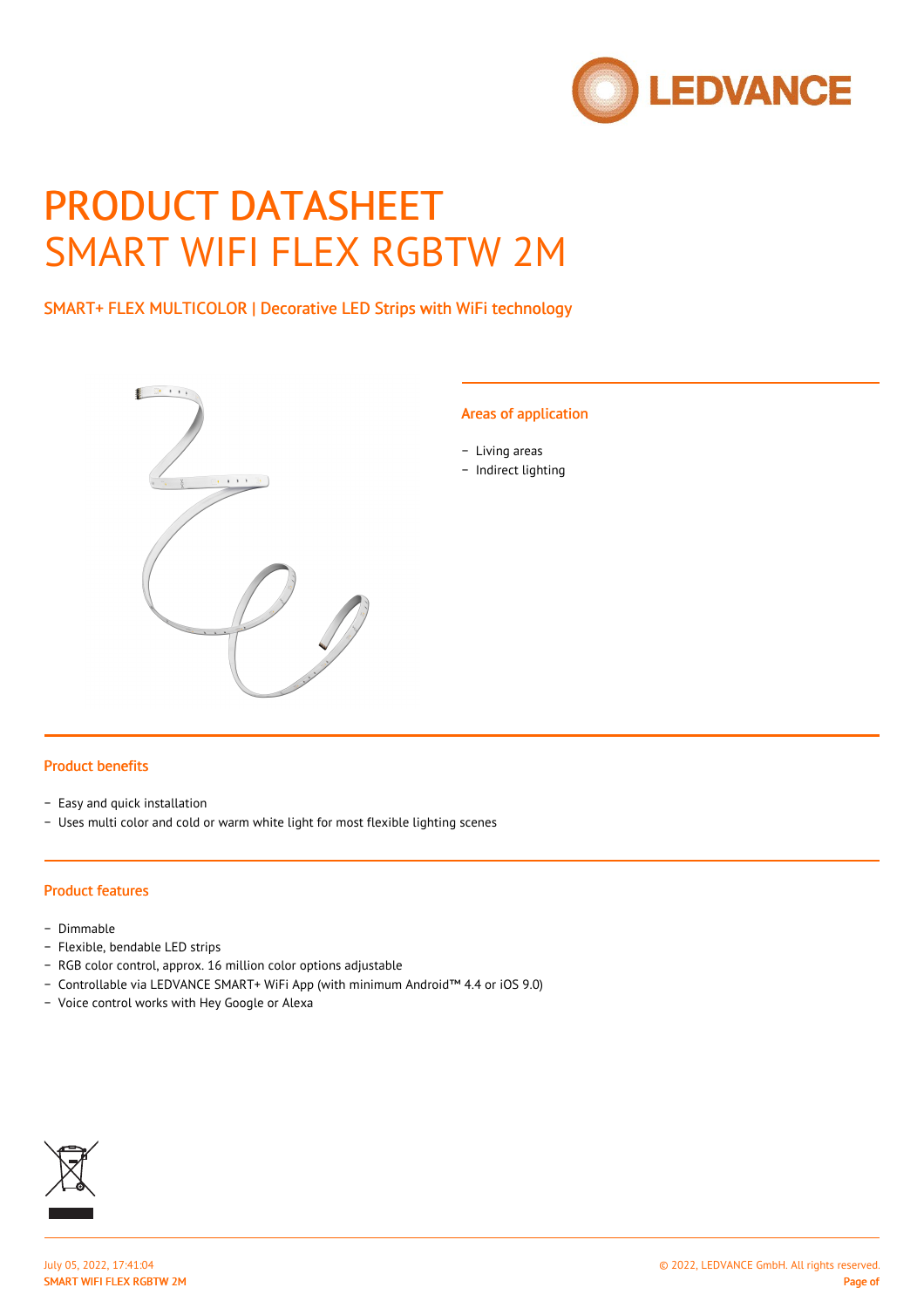# PRODUCT DATASHEET
# SMART WIFI FLEX RGBTW 2M

SMART+ FLEX MULTICOLOR | Decorative LED Strips with WiFi technology

## Areas of application

- Living areas
- Indirect lighting

## Product benefits

- Easy and quick installation
- Uses multi color and cold or warm white light for most flexible lighting scenes

## Product features

- Dimmable
- Flexible, bendable LED strips
- RGB color control, approx. 16 million color options adjustable
- Controllable via LEDVANCE SMART+ WiFi App (with minimum Android™ 4.4 or iOS 9.0)
- Voice control works with Hey Google or Alexa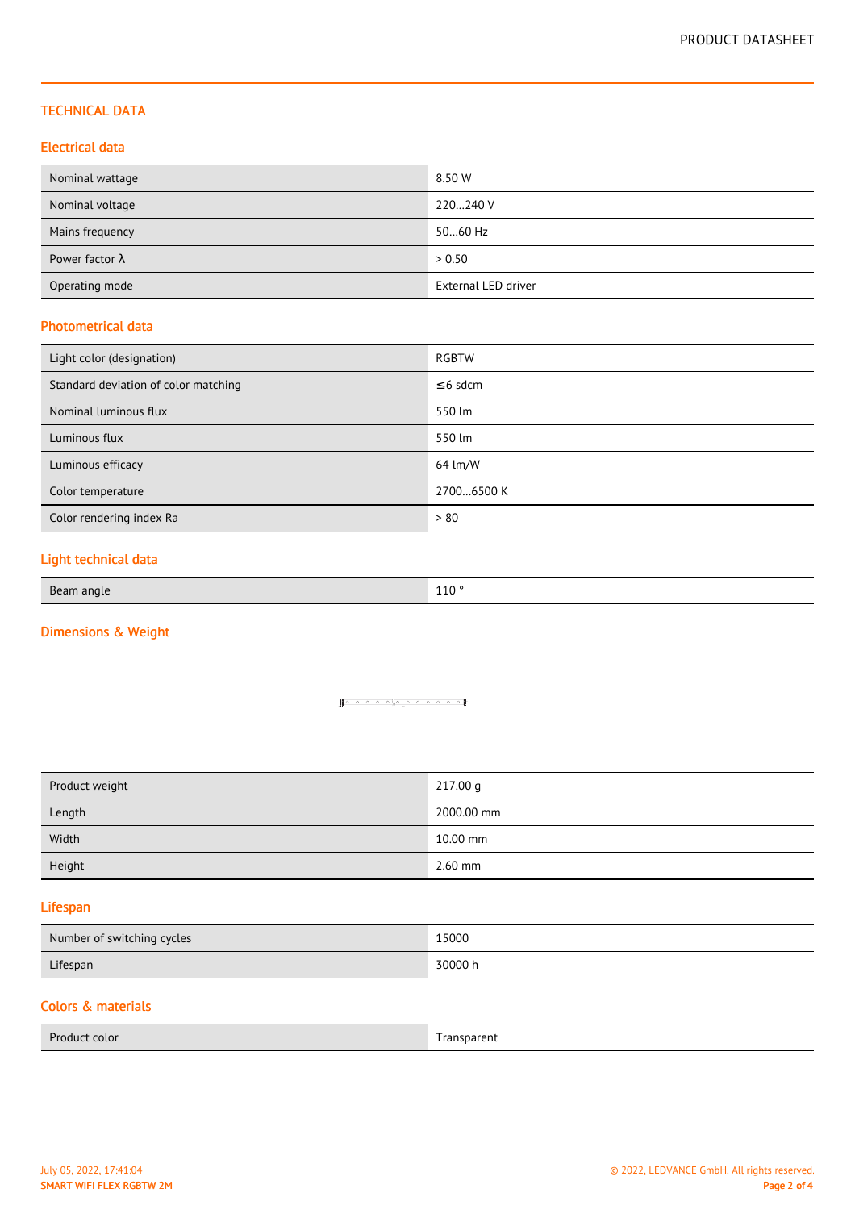# TECHNICAL DATA

## Electrical data

| | |
|---|---|
| Nominal wattage | 8.50 W |
| Nominal voltage | 220…240 V |
| Mains frequency | 50…60 Hz |
| Power factor λ | > 0.50 |
| Operating mode | External LED driver |

## Photometrical data

| | |
|---|---|
| Light color (designation) | RGBTW |
| Standard deviation of color matching | ≤6 sdcm |
| Nominal luminous flux | 550 lm |
| Luminous flux | 550 lm |
| Luminous efficacy | 64 lm/W |
| Color temperature | 2700…6500 K |
| Color rendering index Ra | > 80 |

## Light technical data

| | |
|---|---|
| Beam angle | 110 ° |

## Dimensions & Weight

| | |
|---|---|
| Product weight | 217.00 g |
| Length | 2000.00 mm |
| Width | 10.00 mm |
| Height | 2.60 mm |

## Lifespan

| | |
|---|---|
| Number of switching cycles | 15000 |
| Lifespan | 30000 h |

## Colors & materials

| | |
|---|---|
| Product color | Transparent |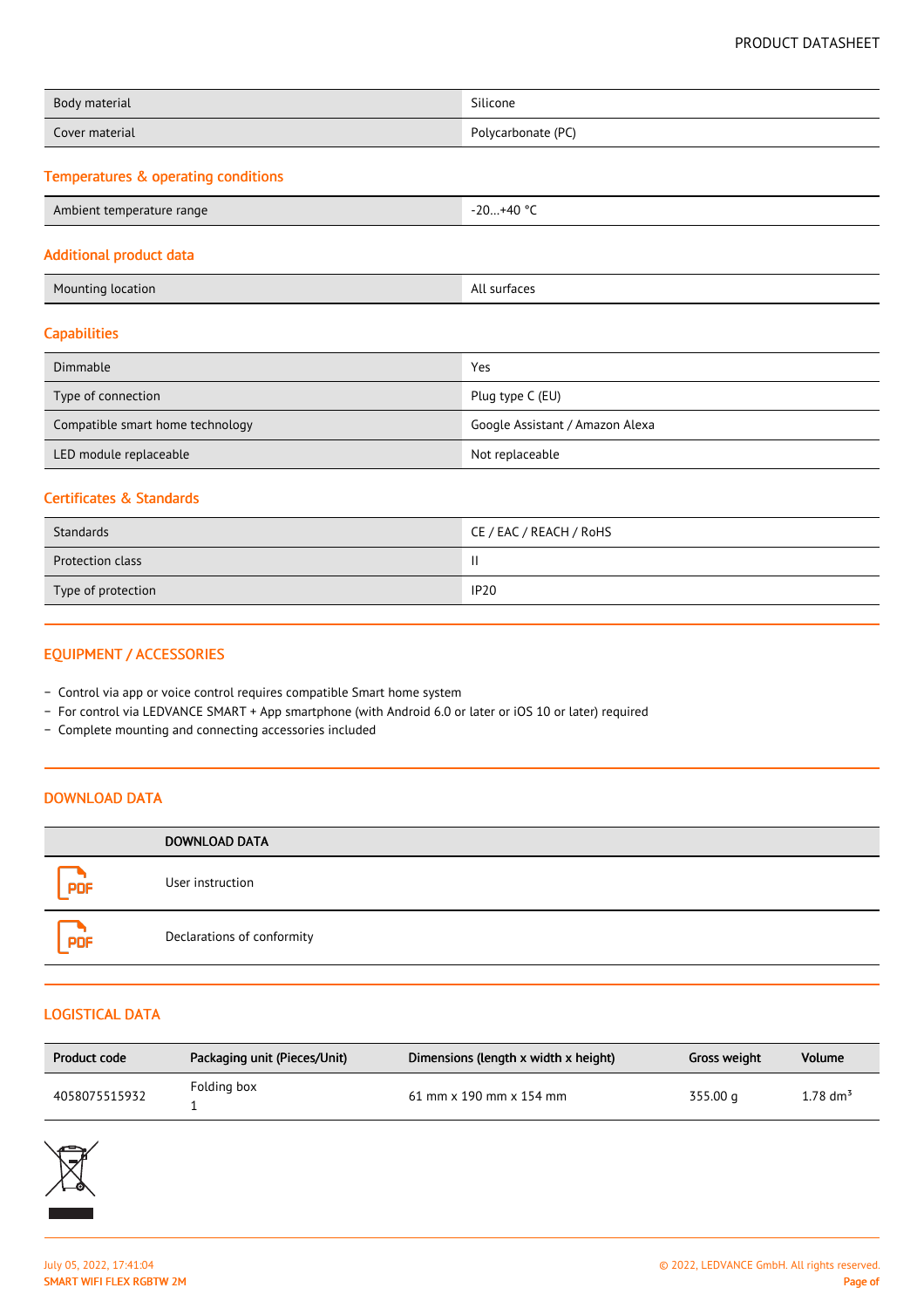| | |
|---|---|
| Body material | Silicone |
| Cover material | Polycarbonate (PC) |

## Temperatures & operating conditions

| | |
|---|---|
| Ambient temperature range | -20…+40 °C |

## Additional product data

| | |
|---|---|
| Mounting location | All surfaces |

## Capabilities

| | |
|---|---|
| Dimmable | Yes |
| Type of connection | Plug type C (EU) |
| Compatible smart home technology | Google Assistant / Amazon Alexa |
| LED module replaceable | Not replaceable |

## Certificates & Standards

| | |
|---|---|
| Standards | CE / EAC / REACH / RoHS |
| Protection class | II |
| Type of protection | IP20 |

## EQUIPMENT / ACCESSORIES

- Control via app or voice control requires compatible Smart home system
- For control via LEDVANCE SMART + App smartphone (with Android 6.0 or later or iOS 10 or later) required
- Complete mounting and connecting accessories included

## DOWNLOAD DATA

| | DOWNLOAD DATA |
|---|---|
| PDF | User instruction |
| PDF | Declarations of conformity |

## LOGISTICAL DATA

| Product code | Packaging unit (Pieces/Unit) | Dimensions (length x width x height) | Gross weight | Volume |
|---|---|---|---|---|
| 4058075515932 | Folding box 1 | 61 mm x 190 mm x 154 mm | 355.00 g | 1.78 dm³ |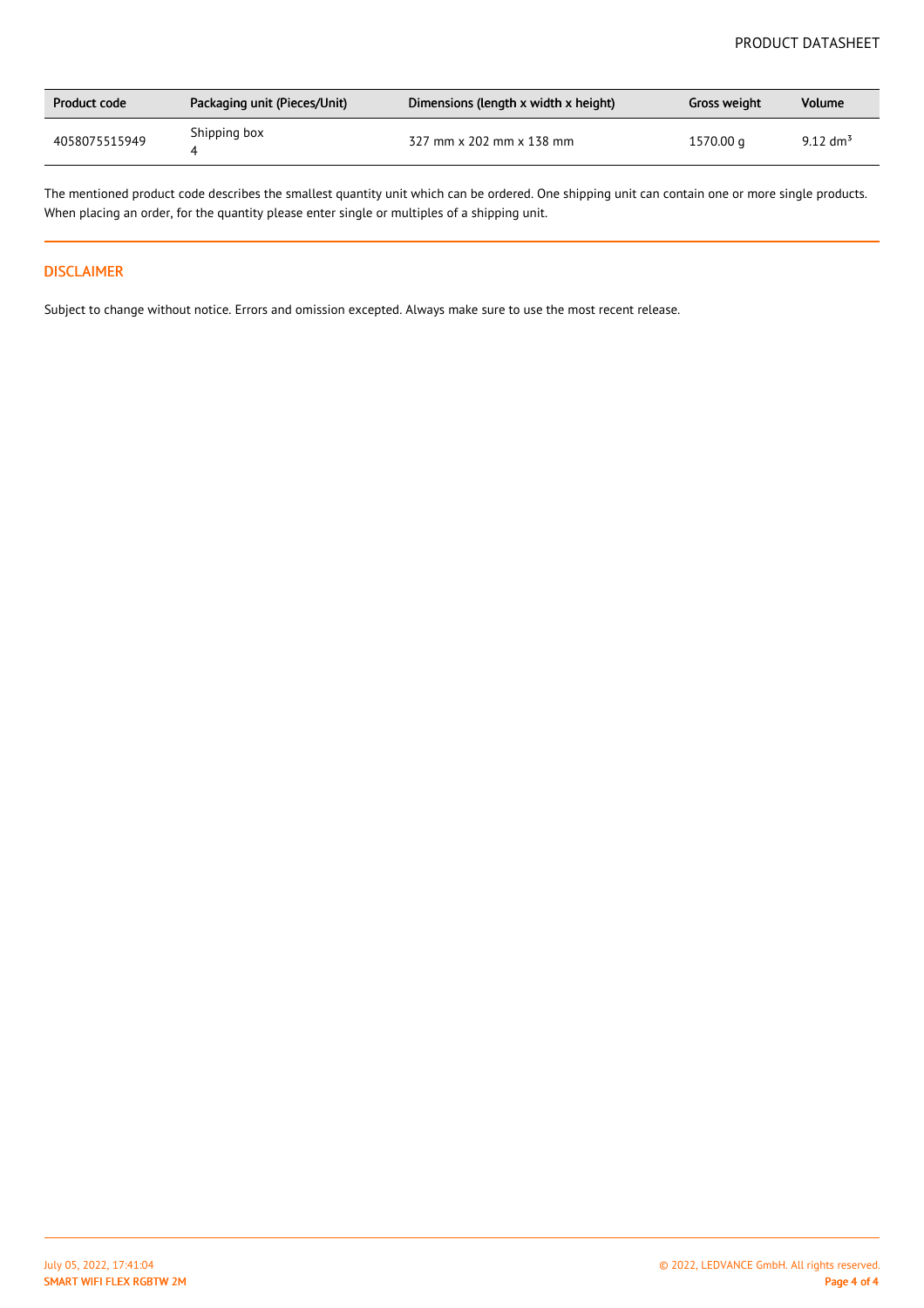| Product code | Packaging unit (Pieces/Unit) | Dimensions (length x width x height) | Gross weight | Volume |
|---|---|---|---|---|
| 4058075515949 | Shipping box 4 | 327 mm x 202 mm x 138 mm | 1570.00 g | 9.12 $dm^3$ |

The mentioned product code describes the smallest quantity unit which can be ordered. One shipping unit can contain one or more single products. When placing an order, for the quantity please enter single or multiples of a shipping unit.

## DISCLAIMER

Subject to change without notice. Errors and omission excepted. Always make sure to use the most recent release.